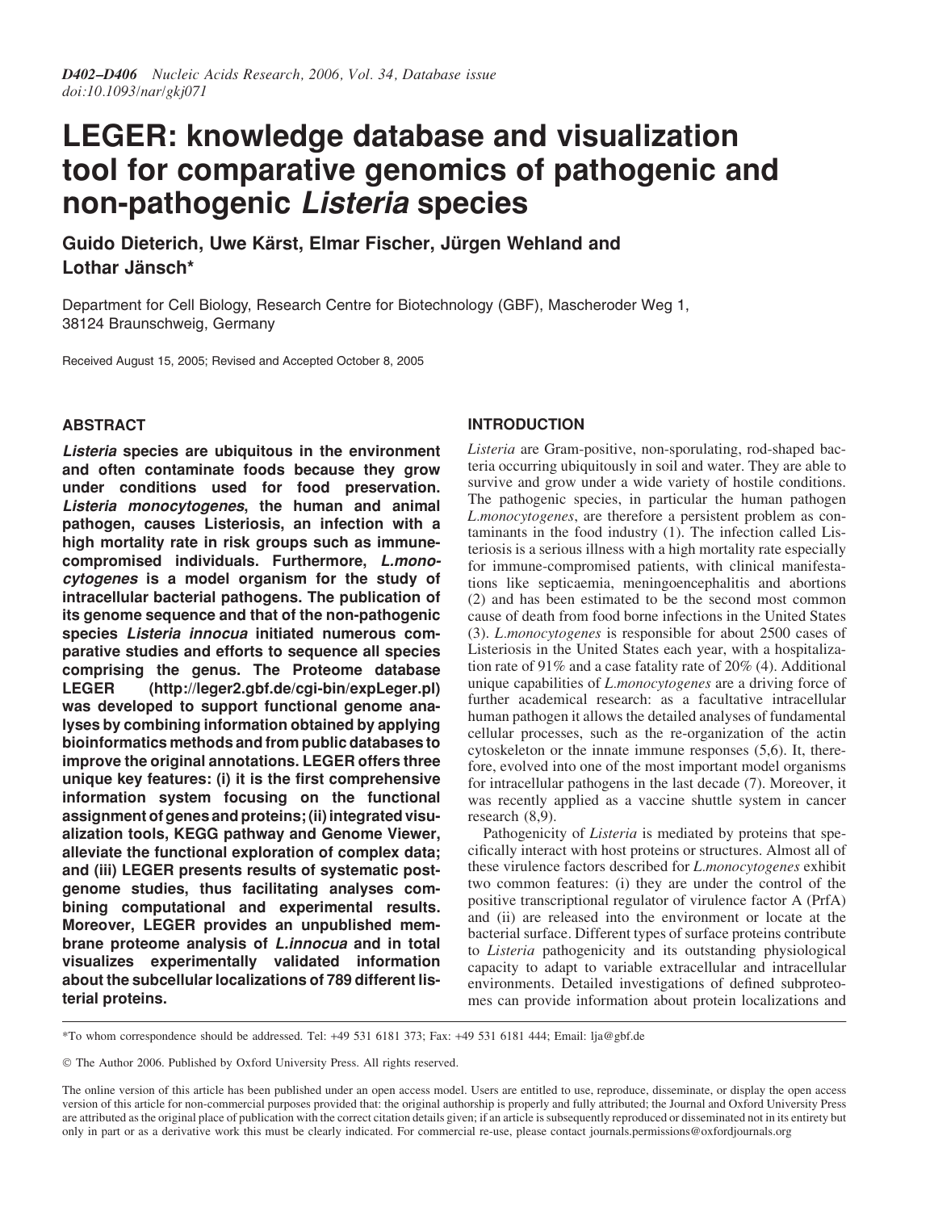# LEGER: knowledge database and visualization tool for comparative genomics of pathogenic and non-pathogenic *Listeria* species

**Guido Dieterich, Uwe Kärst, Elmar Fischer, Jürgen Wehland and Lothar Jänsch***

Department for Cell Biology, Research Centre for Biotechnology (GBF), Mascheroder Weg 1, 38124 Braunschweig, Germany

Received August 15, 2005; Revised and Accepted October 8, 2005

## ABSTRACT

***Listeria* species are ubiquitous in the environment and often contaminate foods because they grow under conditions used for food preservation. *Listeria monocytogenes*, the human and animal pathogen, causes Listeriosis, an infection with a high mortality rate in risk groups such as immune-compromised individuals. Furthermore, *L.monocytogenes* is a model organism for the study of intracellular bacterial pathogens. The publication of its genome sequence and that of the non-pathogenic species *Listeria innocua* initiated numerous comparative studies and efforts to sequence all species comprising the genus. The Proteome database LEGER (http://leger2.gbf.de/cgi-bin/expLeger.pl) was developed to support functional genome analyses by combining information obtained by applying bioinformatics methods and from public databases to improve the original annotations. LEGER offers three unique key features: (i) it is the first comprehensive information system focusing on the functional assignment of genes and proteins; (ii) integrated visualization tools, KEGG pathway and Genome Viewer, alleviate the functional exploration of complex data; and (iii) LEGER presents results of systematic post-genome studies, thus facilitating analyses combining computational and experimental results. Moreover, LEGER provides an unpublished membrane proteome analysis of *L.innocua* and in total visualizes experimentally validated information about the subcellular localizations of 789 different listerial proteins.**

## INTRODUCTION

*Listeria* are Gram-positive, non-sporulating, rod-shaped bacteria occurring ubiquitously in soil and water. They are able to survive and grow under a wide variety of hostile conditions. The pathogenic species, in particular the human pathogen *L.monocytogenes*, are therefore a persistent problem as contaminants in the food industry (1). The infection called Listeriosis is a serious illness with a high mortality rate especially for immune-compromised patients, with clinical manifestations like septicaemia, meningoencephalitis and abortions (2) and has been estimated to be the second most common cause of death from food borne infections in the United States (3). *L.monocytogenes* is responsible for about 2500 cases of Listeriosis in the United States each year, with a hospitalization rate of 91% and a case fatality rate of 20% (4). Additional unique capabilities of *L.monocytogenes* are a driving force of further academical research: as a facultative intracellular human pathogen it allows the detailed analyses of fundamental cellular processes, such as the re-organization of the actin cytoskeleton or the innate immune responses (5,6). It, therefore, evolved into one of the most important model organisms for intracellular pathogens in the last decade (7). Moreover, it was recently applied as a vaccine shuttle system in cancer research (8,9).

Pathogenicity of *Listeria* is mediated by proteins that specifically interact with host proteins or structures. Almost all of these virulence factors described for *L.monocytogenes* exhibit two common features: (i) they are under the control of the positive transcriptional regulator of virulence factor A (PrfA) and (ii) are released into the environment or locate at the bacterial surface. Different types of surface proteins contribute to *Listeria* pathogenicity and its outstanding physiological capacity to adapt to variable extracellular and intracellular environments. Detailed investigations of defined subproteomes can provide information about protein localizations and

*To whom correspondence should be addressed. Tel: +49 531 6181 373; Fax: +49 531 6181 444; Email: lja@gbf.de

© The Author 2006. Published by Oxford University Press. All rights reserved.

The online version of this article has been published under an open access model. Users are entitled to use, reproduce, disseminate, or display the open access version of this article for non-commercial purposes provided that: the original authorship is properly and fully attributed; the Journal and Oxford University Press are attributed as the original place of publication with the correct citation details given; if an article is subsequently reproduced or disseminated not in its entirety but only in part or as a derivative work this must be clearly indicated. For commercial re-use, please contact journals.permissions@oxfordjournals.org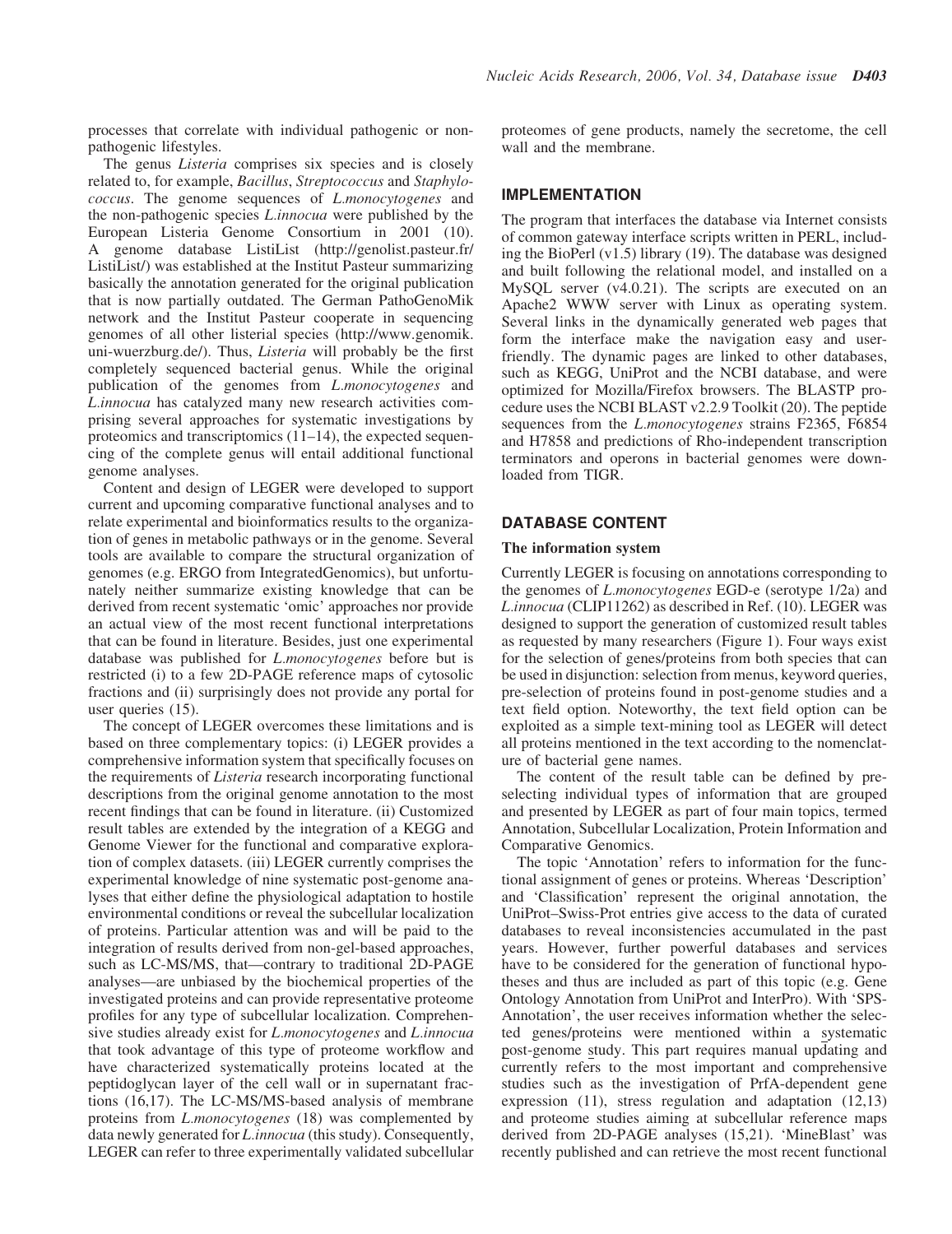processes that correlate with individual pathogenic or non-pathogenic lifestyles.

The genus *Listeria* comprises six species and is closely related to, for example, *Bacillus*, *Streptococcus* and *Staphylococcus*. The genome sequences of *L.monocytogenes* and the non-pathogenic species *L.innocua* were published by the European Listeria Genome Consortium in 2001 (10). A genome database ListiList (http://genolist.pasteur.fr/ListiList/) was established at the Institut Pasteur summarizing basically the annotation generated for the original publication that is now partially outdated. The German PathoGenoMik network and the Institut Pasteur cooperate in sequencing genomes of all other listerial species (http://www.genomik.uni-wuerzburg.de/). Thus, *Listeria* will probably be the first completely sequenced bacterial genus. While the original publication of the genomes from *L.monocytogenes* and *L.innocua* has catalyzed many new research activities comprising several approaches for systematic investigations by proteomics and transcriptomics (11–14), the expected sequencing of the complete genus will entail additional functional genome analyses.

Content and design of LEGER were developed to support current and upcoming comparative functional analyses and to relate experimental and bioinformatics results to the organization of genes in metabolic pathways or in the genome. Several tools are available to compare the structural organization of genomes (e.g. ERGO from IntegratedGenomics), but unfortunately neither summarize existing knowledge that can be derived from recent systematic 'omic' approaches nor provide an actual view of the most recent functional interpretations that can be found in literature. Besides, just one experimental database was published for *L.monocytogenes* before but is restricted (i) to a few 2D-PAGE reference maps of cytosolic fractions and (ii) surprisingly does not provide any portal for user queries (15).

The concept of LEGER overcomes these limitations and is based on three complementary topics: (i) LEGER provides a comprehensive information system that specifically focuses on the requirements of *Listeria* research incorporating functional descriptions from the original genome annotation to the most recent findings that can be found in literature. (ii) Customized result tables are extended by the integration of a KEGG and Genome Viewer for the functional and comparative exploration of complex datasets. (iii) LEGER currently comprises the experimental knowledge of nine systematic post-genome analyses that either define the physiological adaptation to hostile environmental conditions or reveal the subcellular localization of proteins. Particular attention was and will be paid to the integration of results derived from non-gel-based approaches, such as LC-MS/MS, that—contrary to traditional 2D-PAGE analyses—are unbiased by the biochemical properties of the investigated proteins and can provide representative proteome profiles for any type of subcellular localization. Comprehensive studies already exist for *L.monocytogenes* and *L.innocua* that took advantage of this type of proteome workflow and have characterized systematically proteins located at the peptidoglycan layer of the cell wall or in supernatant fractions (16,17). The LC-MS/MS-based analysis of membrane proteins from *L.monocytogenes* (18) was complemented by data newly generated for *L.innocua* (this study). Consequently, LEGER can refer to three experimentally validated subcellular proteomes of gene products, namely the secretome, the cell wall and the membrane.

## IMPLEMENTATION

The program that interfaces the database via Internet consists of common gateway interface scripts written in PERL, including the BioPerl (v1.5) library (19). The database was designed and built following the relational model, and installed on a MySQL server (v4.0.21). The scripts are executed on an Apache2 WWW server with Linux as operating system. Several links in the dynamically generated web pages that form the interface make the navigation easy and user-friendly. The dynamic pages are linked to other databases, such as KEGG, UniProt and the NCBI database, and were optimized for Mozilla/Firefox browsers. The BLASTP procedure uses the NCBI BLAST v2.2.9 Toolkit (20). The peptide sequences from the *L.monocytogenes* strains F2365, F6854 and H7858 and predictions of Rho-independent transcription terminators and operons in bacterial genomes were downloaded from TIGR.

## DATABASE CONTENT

### The information system

Currently LEGER is focusing on annotations corresponding to the genomes of *L.monocytogenes* EGD-e (serotype 1/2a) and *L.innocua* (CLIP11262) as described in Ref. (10). LEGER was designed to support the generation of customized result tables as requested by many researchers (Figure 1). Four ways exist for the selection of genes/proteins from both species that can be used in disjunction: selection from menus, keyword queries, pre-selection of proteins found in post-genome studies and a text field option. Noteworthy, the text field option can be exploited as a simple text-mining tool as LEGER will detect all proteins mentioned in the text according to the nomenclature of bacterial gene names.

The content of the result table can be defined by pre-selecting individual types of information that are grouped and presented by LEGER as part of four main topics, termed Annotation, Subcellular Localization, Protein Information and Comparative Genomics.

The topic 'Annotation' refers to information for the functional assignment of genes or proteins. Whereas 'Description' and 'Classification' represent the original annotation, the UniProt–Swiss-Prot entries give access to the data of curated databases to reveal inconsistencies accumulated in the past years. However, further powerful databases and services have to be considered for the generation of functional hypotheses and thus are included as part of this topic (e.g. Gene Ontology Annotation from UniProt and InterPro). With 'SPS-Annotation', the user receives information whether the selected genes/proteins were mentioned within a systematic post-genome study. This part requires manual updating and currently refers to the most important and comprehensive studies such as the investigation of PrfA-dependent gene expression (11), stress regulation and adaptation (12,13) and proteome studies aiming at subcellular reference maps derived from 2D-PAGE analyses (15,21). 'MineBlast' was recently published and can retrieve the most recent functional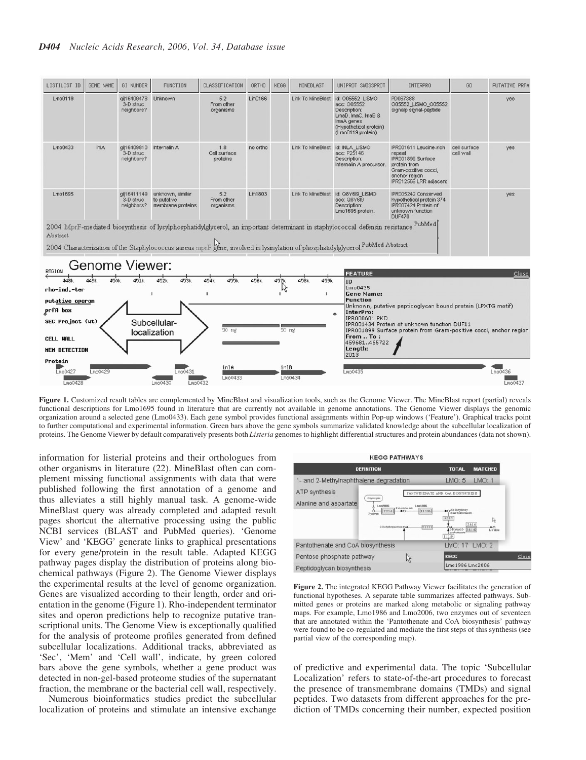**Figure 1.** Customized result tables are complemented by MineBlast and visualization tools, such as the Genome Viewer. The MineBlast report (partial) reveals functional descriptions for Lmo1695 found in literature that are currently not available in genome annotations. The Genome Viewer displays the genomic organization around a selected gene (Lmo0433). Each gene symbol provides functional assignments within Pop-up windows ('Feature'). Graphical tracks point to further computational and experimental information. Green bars above the gene symbols summarize validated knowledge about the subcellular localization of proteins. The Genome Viewer by default comparatively presents both *Listeria* genomes to highlight differential structures and protein abundances (data not shown).

information for listerial proteins and their orthologues from other organisms in literature (22). MineBlast often can complement missing functional assignments with data that were published following the first annotation of a genome and thus alleviates a still highly manual task. A genome-wide MineBlast query was already completed and adapted result pages shortcut the alternative processing using the public NCBI services (BLAST and PubMed queries). 'Genome View' and 'KEGG' generate links to graphical presentations for every gene/protein in the result table. Adapted KEGG pathway pages display the distribution of proteins along biochemical pathways (Figure 2). The Genome Viewer displays the experimental results at the level of genome organization. Genes are visualized according to their length, order and orientation in the genome (Figure 1). Rho-independent terminator sites and operon predictions help to recognize putative transcriptional units. The Genome View is exceptionally qualified for the analysis of proteome profiles generated from defined subcellular localizations. Additional tracks, abbreviated as 'Sec', 'Mem' and 'Cell wall', indicate, by green colored bars above the gene symbols, whether a gene product was detected in non-gel-based proteome studies of the supernatant fraction, the membrane or the bacterial cell wall, respectively.

Numerous bioinformatics studies predict the subcellular localization of proteins and stimulate an intensive exchange of predictive and experimental data. The topic 'Subcellular Localization' refers to state-of-the-art procedures to forecast the presence of transmembrane domains (TMDs) and signal peptides. Two datasets from different approaches for the prediction of TMDs concerning their number, expected position

**Figure 2.** The integrated KEGG Pathway Viewer facilitates the generation of functional hypotheses. A separate table summarizes affected pathways. Submitted genes or proteins are marked along metabolic or signaling pathway maps. For example, Lmo1986 and Lmo2006, two enzymes out of seventeen that are annotated within the 'Pantothenate and CoA biosynthesis' pathway were found to be co-regulated and mediate the first steps of this synthesis (see partial view of the corresponding map).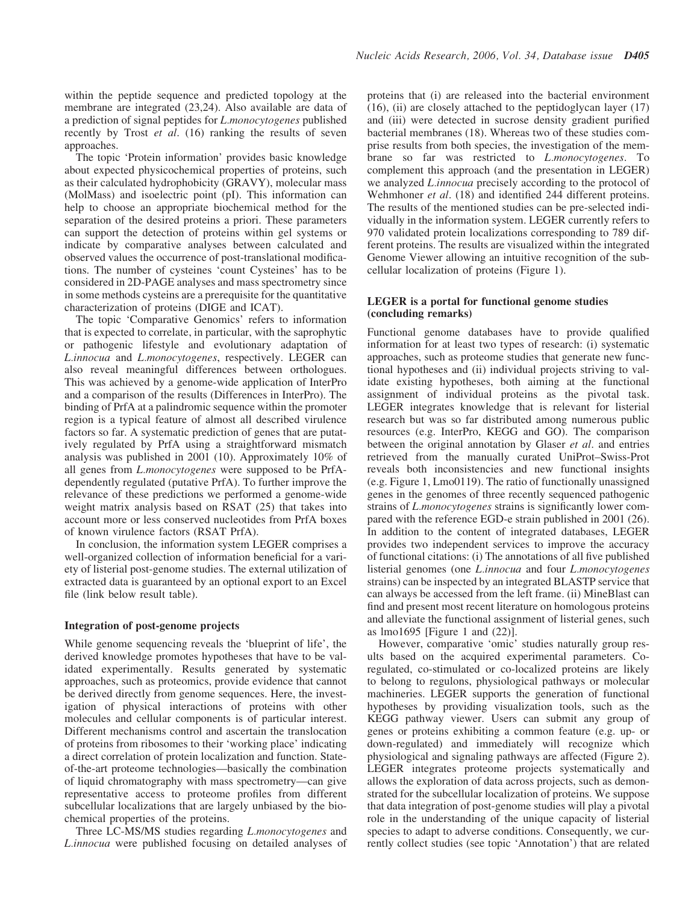within the peptide sequence and predicted topology at the membrane are integrated (23,24). Also available are data of a prediction of signal peptides for *L.monocytogenes* published recently by Trost *et al*. (16) ranking the results of seven approaches.

The topic 'Protein information' provides basic knowledge about expected physicochemical properties of proteins, such as their calculated hydrophobicity (GRAVY), molecular mass (MolMass) and isoelectric point (pI). This information can help to choose an appropriate biochemical method for the separation of the desired proteins a priori. These parameters can support the detection of proteins within gel systems or indicate by comparative analyses between calculated and observed values the occurrence of post-translational modifications. The number of cysteines 'count Cysteines' has to be considered in 2D-PAGE analyses and mass spectrometry since in some methods cysteins are a prerequisite for the quantitative characterization of proteins (DIGE and ICAT).

The topic 'Comparative Genomics' refers to information that is expected to correlate, in particular, with the saprophytic or pathogenic lifestyle and evolutionary adaptation of *L.innocua* and *L.monocytogenes*, respectively. LEGER can also reveal meaningful differences between orthologues. This was achieved by a genome-wide application of InterPro and a comparison of the results (Differences in InterPro). The binding of PrfA at a palindromic sequence within the promoter region is a typical feature of almost all described virulence factors so far. A systematic prediction of genes that are putatively regulated by PrfA using a straightforward mismatch analysis was published in 2001 (10). Approximately 10% of all genes from *L.monocytogenes* were supposed to be PrfA-dependently regulated (putative PrfA). To further improve the relevance of these predictions we performed a genome-wide weight matrix analysis based on RSAT (25) that takes into account more or less conserved nucleotides from PrfA boxes of known virulence factors (RSAT PrfA).

In conclusion, the information system LEGER comprises a well-organized collection of information beneficial for a variety of listerial post-genome studies. The external utilization of extracted data is guaranteed by an optional export to an Excel file (link below result table).

### Integration of post-genome projects

While genome sequencing reveals the 'blueprint of life', the derived knowledge promotes hypotheses that have to be validated experimentally. Results generated by systematic approaches, such as proteomics, provide evidence that cannot be derived directly from genome sequences. Here, the investigation of physical interactions of proteins with other molecules and cellular components is of particular interest. Different mechanisms control and ascertain the translocation of proteins from ribosomes to their 'working place' indicating a direct correlation of protein localization and function. State-of-the-art proteome technologies—basically the combination of liquid chromatography with mass spectrometry—can give representative access to proteome profiles from different subcellular localizations that are largely unbiased by the biochemical properties of the proteins.

Three LC-MS/MS studies regarding *L.monocytogenes* and *L.innocua* were published focusing on detailed analyses of proteins that (i) are released into the bacterial environment (16), (ii) are closely attached to the peptidoglycan layer (17) and (iii) were detected in sucrose density gradient purified bacterial membranes (18). Whereas two of these studies comprise results from both species, the investigation of the membrane so far was restricted to *L.monocytogenes*. To complement this approach (and the presentation in LEGER) we analyzed *L.innocua* precisely according to the protocol of Wehmhoner *et al*. (18) and identified 244 different proteins. The results of the mentioned studies can be pre-selected individually in the information system. LEGER currently refers to 970 validated protein localizations corresponding to 789 different proteins. The results are visualized within the integrated Genome Viewer allowing an intuitive recognition of the subcellular localization of proteins (Figure 1).

### LEGER is a portal for functional genome studies (concluding remarks)

Functional genome databases have to provide qualified information for at least two types of research: (i) systematic approaches, such as proteome studies that generate new functional hypotheses and (ii) individual projects striving to validate existing hypotheses, both aiming at the functional assignment of individual proteins as the pivotal task. LEGER integrates knowledge that is relevant for listerial research but was so far distributed among numerous public resources (e.g. InterPro, KEGG and GO). The comparison between the original annotation by Glaser *et al*. and entries retrieved from the manually curated UniProt–Swiss-Prot reveals both inconsistencies and new functional insights (e.g. Figure 1, Lmo0119). The ratio of functionally unassigned genes in the genomes of three recently sequenced pathogenic strains of *L.monocytogenes* strains is significantly lower compared with the reference EGD-e strain published in 2001 (26). In addition to the content of integrated databases, LEGER provides two independent services to improve the accuracy of functional citations: (i) The annotations of all five published listerial genomes (one *L.innocua* and four *L.monocytogenes* strains) can be inspected by an integrated BLASTP service that can always be accessed from the left frame. (ii) MineBlast can find and present most recent literature on homologous proteins and alleviate the functional assignment of listerial genes, such as lmo1695 [Figure 1 and (22)].

However, comparative 'omic' studies naturally group results based on the acquired experimental parameters. Co-regulated, co-stimulated or co-localized proteins are likely to belong to regulons, physiological pathways or molecular machineries. LEGER supports the generation of functional hypotheses by providing visualization tools, such as the KEGG pathway viewer. Users can submit any group of genes or proteins exhibiting a common feature (e.g. up- or down-regulated) and immediately will recognize which physiological and signaling pathways are affected (Figure 2). LEGER integrates proteome projects systematically and allows the exploration of data across projects, such as demonstrated for the subcellular localization of proteins. We suppose that data integration of post-genome studies will play a pivotal role in the understanding of the unique capacity of listerial species to adapt to adverse conditions. Consequently, we currently collect studies (see topic 'Annotation') that are related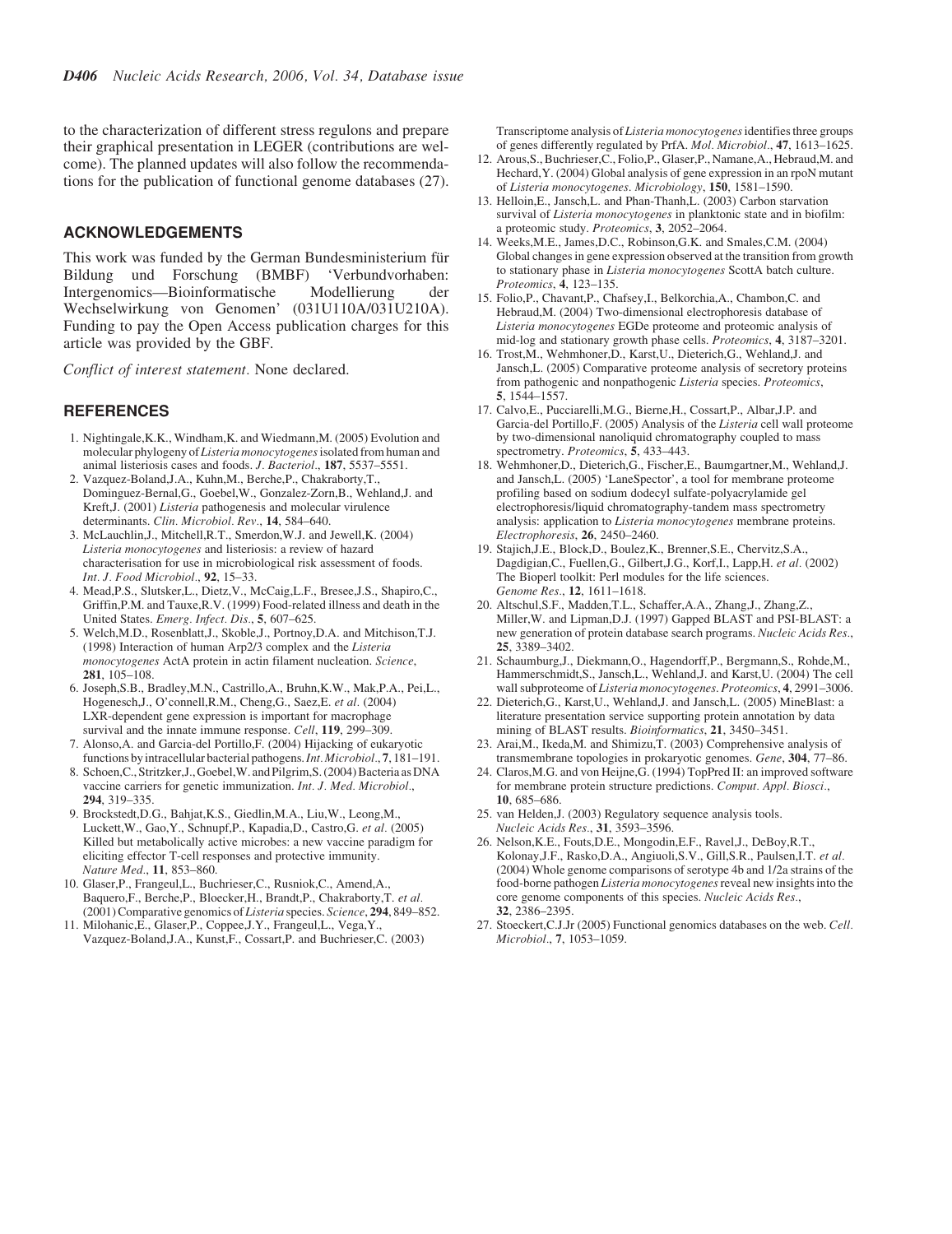to the characterization of different stress regulons and prepare their graphical presentation in LEGER (contributions are welcome). The planned updates will also follow the recommendations for the publication of functional genome databases (27).

## ACKNOWLEDGEMENTS

This work was funded by the German Bundesministerium für Bildung und Forschung (BMBF) 'Verbundvorhaben: Intergenomics—Bioinformatische Modellierung der Wechselwirkung von Genomen' (031U110A/031U210A). Funding to pay the Open Access publication charges for this article was provided by the GBF.

*Conflict of interest statement*. None declared.

## REFERENCES

1. Nightingale,K.K., Windham,K. and Wiedmann,M. (2005) Evolution and molecular phylogeny of *Listeria monocytogenes* isolated from human and animal listeriosis cases and foods. *J. Bacteriol*., **187**, 5537–5551.
2. Vazquez-Boland,J.A., Kuhn,M., Berche,P., Chakraborty,T., Dominguez-Bernal,G., Goebel,W., Gonzalez-Zorn,B., Wehland,J. and Kreft,J. (2001) *Listeria* pathogenesis and molecular virulence determinants. *Clin. Microbiol. Rev*., **14**, 584–640.
3. McLauchlin,J., Mitchell,R.T., Smerdon,W.J. and Jewell,K. (2004) *Listeria monocytogenes* and listeriosis: a review of hazard characterisation for use in microbiological risk assessment of foods. *Int. J. Food Microbiol*., **92**, 15–33.
4. Mead,P.S., Slutsker,L., Dietz,V., McCaig,L.F., Bresee,J.S., Shapiro,C., Griffin,P.M. and Tauxe,R.V. (1999) Food-related illness and death in the United States. *Emerg. Infect. Dis*., **5**, 607–625.
5. Welch,M.D., Rosenblatt,J., Skoble,J., Portnoy,D.A. and Mitchison,T.J. (1998) Interaction of human Arp2/3 complex and the *Listeria monocytogenes* ActA protein in actin filament nucleation. *Science*, **281**, 105–108.
6. Joseph,S.B., Bradley,M.N., Castrillo,A., Bruhn,K.W., Mak,P.A., Pei,L., Hogenesch,J., O'connell,R.M., Cheng,G., Saez,E. *et al*. (2004) LXR-dependent gene expression is important for macrophage survival and the innate immune response. *Cell*, **119**, 299–309.
7. Alonso,A. and Garcia-del Portillo,F. (2004) Hijacking of eukaryotic functions by intracellular bacterial pathogens. *Int. Microbiol*., **7**, 181–191.
8. Schoen,C., Stritzker,J., Goebel,W. and Pilgrim,S. (2004) Bacteria as DNA vaccine carriers for genetic immunization. *Int. J. Med. Microbiol*., **294**, 319–335.
9. Brockstedt,D.G., Bahjat,K.S., Giedlin,M.A., Liu,W., Leong,M., Luckett,W., Gao,Y., Schnupf,P., Kapadia,D., Castro,G. *et al*. (2005) Killed but metabolically active microbes: a new vaccine paradigm for eliciting effector T-cell responses and protective immunity. *Nature Med*., **11**, 853–860.
10. Glaser,P., Frangeul,L., Buchrieser,C., Rusniok,C., Amend,A., Baquero,F., Berche,P., Bloecker,H., Brandt,P., Chakraborty,T. *et al*. (2001) Comparative genomics of *Listeria* species. *Science*, **294**, 849–852.
11. Milohanic,E., Glaser,P., Coppee,J.Y., Frangeul,L., Vega,Y., Vazquez-Boland,J.A., Kunst,F., Cossart,P. and Buchrieser,C. (2003) Transcriptome analysis of *Listeria monocytogenes* identifies three groups of genes differently regulated by PrfA. *Mol. Microbiol*., **47**, 1613–1625.
12. Arous,S., Buchrieser,C., Folio,P., Glaser,P., Namane,A., Hebraud,M. and Hechard,Y. (2004) Global analysis of gene expression in an rpoN mutant of *Listeria monocytogenes*. *Microbiology*, **150**, 1581–1590.
13. Helloin,E., Jansch,L. and Phan-Thanh,L. (2003) Carbon starvation survival of *Listeria monocytogenes* in planktonic state and in biofilm: a proteomic study. *Proteomics*, **3**, 2052–2064.
14. Weeks,M.E., James,D.C., Robinson,G.K. and Smales,C.M. (2004) Global changes in gene expression observed at the transition from growth to stationary phase in *Listeria monocytogenes* ScottA batch culture. *Proteomics*, **4**, 123–135.
15. Folio,P., Chavant,P., Chafsey,I., Belkorchia,A., Chambon,C. and Hebraud,M. (2004) Two-dimensional electrophoresis database of *Listeria monocytogenes* EGDe proteome and proteomic analysis of mid-log and stationary growth phase cells. *Proteomics*, **4**, 3187–3201.
16. Trost,M., Wehmhoner,D., Karst,U., Dieterich,G., Wehland,J. and Jansch,L. (2005) Comparative proteome analysis of secretory proteins from pathogenic and nonpathogenic *Listeria* species. *Proteomics*, **5**, 1544–1557.
17. Calvo,E., Pucciarelli,M.G., Bierne,H., Cossart,P., Albar,J.P. and Garcia-del Portillo,F. (2005) Analysis of the *Listeria* cell wall proteome by two-dimensional nanoliquid chromatography coupled to mass spectrometry. *Proteomics*, **5**, 433–443.
18. Wehmhoner,D., Dieterich,G., Fischer,E., Baumgartner,M., Wehland,J. and Jansch,L. (2005) 'LaneSpector', a tool for membrane proteome profiling based on sodium dodecyl sulfate-polyacrylamide gel electrophoresis/liquid chromatography-tandem mass spectrometry analysis: application to *Listeria monocytogenes* membrane proteins. *Electrophoresis*, **26**, 2450–2460.
19. Stajich,J.E., Block,D., Boulez,K., Brenner,S.E., Chervitz,S.A., Dagdigian,C., Fuellen,G., Gilbert,J.G., Korf,I., Lapp,H. *et al*. (2002) The Bioperl toolkit: Perl modules for the life sciences. *Genome Res*., **12**, 1611–1618.
20. Altschul,S.F., Madden,T.L., Schaffer,A.A., Zhang,J., Zhang,Z., Miller,W. and Lipman,D.J. (1997) Gapped BLAST and PSI-BLAST: a new generation of protein database search programs. *Nucleic Acids Res*., **25**, 3389–3402.
21. Schaumburg,J., Diekmann,O., Hagendorff,P., Bergmann,S., Rohde,M., Hammerschmidt,S., Jansch,L., Wehland,J. and Karst,U. (2004) The cell wall subproteome of *Listeria monocytogenes*. *Proteomics*, **4**, 2991–3006.
22. Dieterich,G., Karst,U., Wehland,J. and Jansch,L. (2005) MineBlast: a literature presentation service supporting protein annotation by data mining of BLAST results. *Bioinformatics*, **21**, 3450–3451.
23. Arai,M., Ikeda,M. and Shimizu,T. (2003) Comprehensive analysis of transmembrane topologies in prokaryotic genomes. *Gene*, **304**, 77–86.
24. Claros,M.G. and von Heijne,G. (1994) TopPred II: an improved software for membrane protein structure predictions. *Comput. Appl. Biosci*., **10**, 685–686.
25. van Helden,J. (2003) Regulatory sequence analysis tools. *Nucleic Acids Res*., **31**, 3593–3596.
26. Nelson,K.E., Fouts,D.E., Mongodin,E.F., Ravel,J., DeBoy,R.T., Kolonay,J.F., Rasko,D.A., Angiuoli,S.V., Gill,S.R., Paulsen,I.T. *et al*. (2004) Whole genome comparisons of serotype 4b and 1/2a strains of the food-borne pathogen *Listeria monocytogenes* reveal new insights into the core genome components of this species. *Nucleic Acids Res*., **32**, 2386–2395.
27. Stoeckert,C.J.Jr (2005) Functional genomics databases on the web. *Cell. Microbiol*., **7**, 1053–1059.